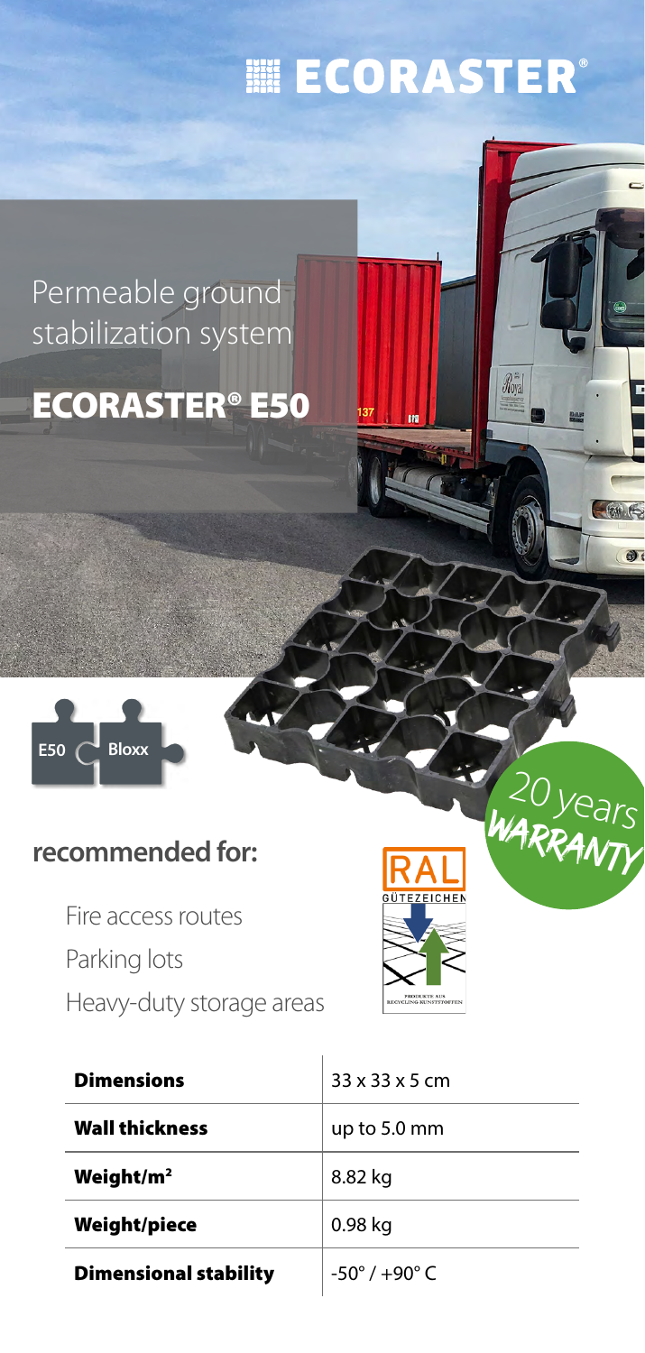# ECORASTER®

Permeable ground stabilization system

## ECORASTER® E50

E50 Bloxx

20 years WARRANTY

**recommended for:**

- Fire access routes
- Parking lots
- Heavy-duty storage areas

RAL GÜTEZEICHEN PRODUKTE AUS RECYCLING-KUNSTSTOFFEN

| **Dimensions** | 33 x 33 x 5 cm |
|---|---|
| **Wall thickness** | up to 5.0 mm |
| **Weight/m²** | 8.82 kg |
| **Weight/piece** | 0.98 kg |
| **Dimensional stability** | -50° / +90° C |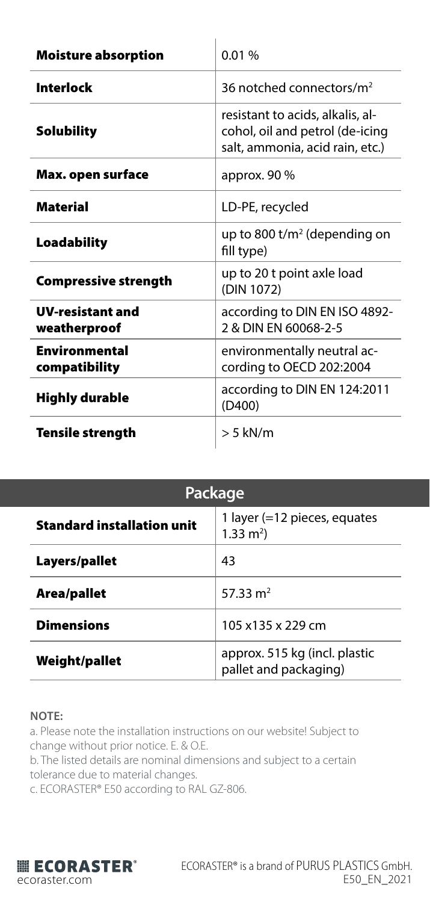| | |
|---|---|
| **Moisture absorption** | 0.01 % |
| **Interlock** | 36 notched connectors/m² |
| **Solubility** | resistant to acids, alkalis, alcohol, oil and petrol (de-icing salt, ammonia, acid rain, etc.) |
| **Max. open surface** | approx. 90 % |
| **Material** | LD-PE, recycled |
| **Loadability** | up to 800 t/m² (depending on fill type) |
| **Compressive strength** | up to 20 t point axle load (DIN 1072) |
| **UV-resistant and weatherproof** | according to DIN EN ISO 4892-2 & DIN EN 60068-2-5 |
| **Environmental compatibility** | environmentally neutral according to OECD 202:2004 |
| **Highly durable** | according to DIN EN 124:2011 (D400) |
| **Tensile strength** | > 5 kN/m |

## Package

| | |
|---|---|
| **Standard installation unit** | 1 layer (=12 pieces, equates 1.33 m²) |
| **Layers/pallet** | 43 |
| **Area/pallet** | 57.33 m² |
| **Dimensions** | 105 x135 x 229 cm |
| **Weight/pallet** | approx. 515 kg (incl. plastic pallet and packaging) |

**NOTE:**

a. Please note the installation instructions on our website! Subject to change without prior notice. E. & O.E.

b. The listed details are nominal dimensions and subject to a certain tolerance due to material changes.

c. ECORASTER® E50 according to RAL GZ-806.

ECORASTER® ecoraster.com

ECORASTER® is a brand of PURUS PLASTICS GmbH.
E50_EN_2021